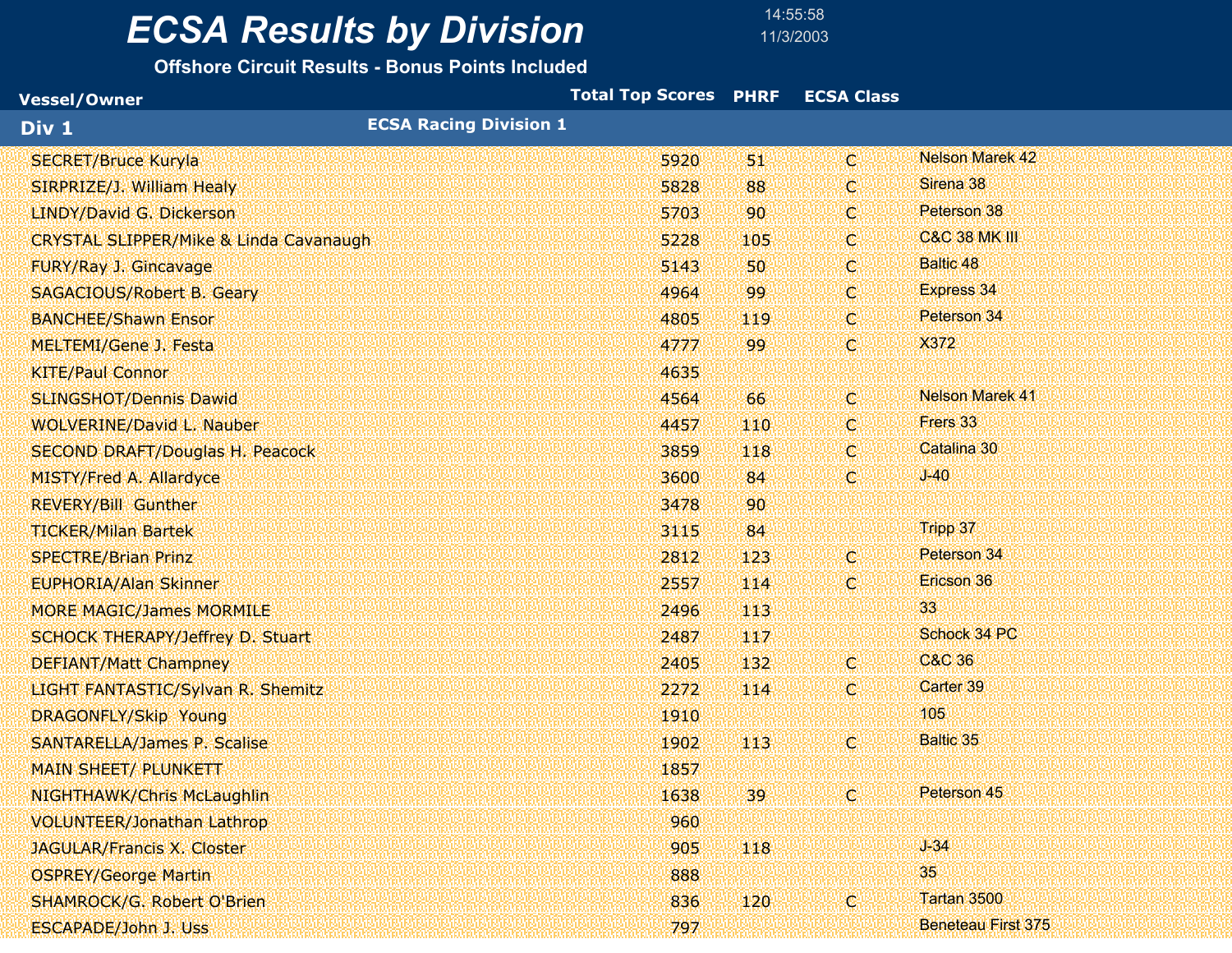# ECSA Results by Division

14:55:58
11/3/2003

**Offshore Circuit Results - Bonus Points Included**

## Div 1 — ECSA Racing Division 1

| Vessel/Owner | Total Top Scores | PHRF | ECSA Class | |
|---|---|---|---|---|
| SECRET/Bruce Kuryla | 5920 | 51 | C | Nelson Marek 42 |
| SIRPRIZE/J. William Healy | 5828 | 88 | C | Sirena 38 |
| LINDY/David G. Dickerson | 5703 | 90 | C | Peterson 38 |
| CRYSTAL SLIPPER/Mike & Linda Cavanaugh | 5228 | 105 | C | C&C 38 MK III |
| FURY/Ray J. Gincavage | 5143 | 50 | C | Baltic 48 |
| SAGACIOUS/Robert B. Geary | 4964 | 99 | C | Express 34 |
| BANCHEE/Shawn Ensor | 4805 | 119 | C | Peterson 34 |
| MELTEMI/Gene J. Festa | 4777 | 99 | C | X372 |
| KITE/Paul Connor | 4635 | | | |
| SLINGSHOT/Dennis Dawid | 4564 | 66 | C | Nelson Marek 41 |
| WOLVERINE/David L. Nauber | 4457 | 110 | C | Frers 33 |
| SECOND DRAFT/Douglas H. Peacock | 3859 | 118 | C | Catalina 30 |
| MISTY/Fred A. Allardyce | 3600 | 84 | C | J-40 |
| REVERY/Bill Gunther | 3478 | 90 | | |
| TICKER/Milan Bartek | 3115 | 84 | | Tripp 37 |
| SPECTRE/Brian Prinz | 2812 | 123 | C | Peterson 34 |
| EUPHORIA/Alan Skinner | 2557 | 114 | C | Ericson 36 |
| MORE MAGIC/James MORMILE | 2496 | 113 | | 33 |
| SCHOCK THERAPY/Jeffrey D. Stuart | 2487 | 117 | | Schock 34 PC |
| DEFIANT/Matt Champney | 2405 | 132 | C | C&C 36 |
| LIGHT FANTASTIC/Sylvan R. Shemitz | 2272 | 114 | C | Carter 39 |
| DRAGONFLY/Skip Young | 1910 | | | 105 |
| SANTARELLA/James P. Scalise | 1902 | 113 | C | Baltic 35 |
| MAIN SHEET/ PLUNKETT | 1857 | | | |
| NIGHTHAWK/Chris McLaughlin | 1638 | 39 | C | Peterson 45 |
| VOLUNTEER/Jonathan Lathrop | 960 | | | |
| JAGULAR/Francis X. Closter | 905 | 118 | | J-34 |
| OSPREY/George Martin | 888 | | | 35 |
| SHAMROCK/G. Robert O'Brien | 836 | 120 | C | Tartan 3500 |
| ESCAPADE/John J. Uss | 797 | | | Beneteau First 375 |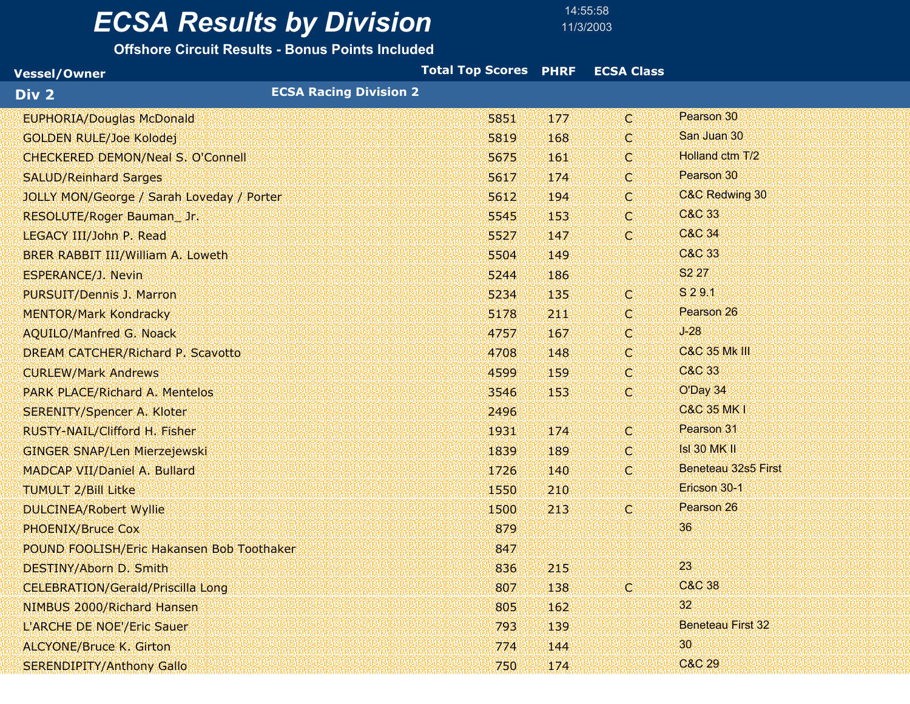# ECSA Results by Division

14:55:58
11/3/2003

**Offshore Circuit Results - Bonus Points Included**

## Div 2 — ECSA Racing Division 2

| Vessel/Owner | Total Top Scores | PHRF | ECSA Class | |
|---|---|---|---|---|
| EUPHORIA/Douglas McDonald | 5851 | 177 | C | Pearson 30 |
| GOLDEN RULE/Joe Kolodej | 5819 | 168 | C | San Juan 30 |
| CHECKERED DEMON/Neal S. O'Connell | 5675 | 161 | C | Holland ctm T/2 |
| SALUD/Reinhard Sarges | 5617 | 174 | C | Pearson 30 |
| JOLLY MON/George / Sarah Loveday / Porter | 5612 | 194 | C | C&C Redwing 30 |
| RESOLUTE/Roger Bauman_ Jr. | 5545 | 153 | C | C&C 33 |
| LEGACY III/John P. Read | 5527 | 147 | C | C&C 34 |
| BRER RABBIT III/William A. Loweth | 5504 | 149 | | C&C 33 |
| ESPERANCE/J. Nevin | 5244 | 186 | | S2 27 |
| PURSUIT/Dennis J. Marron | 5234 | 135 | C | S 2 9.1 |
| MENTOR/Mark Kondracky | 5178 | 211 | C | Pearson 26 |
| AQUILO/Manfred G. Noack | 4757 | 167 | C | J-28 |
| DREAM CATCHER/Richard P. Scavotto | 4708 | 148 | C | C&C 35 Mk III |
| CURLEW/Mark Andrews | 4599 | 159 | C | C&C 33 |
| PARK PLACE/Richard A. Mentelos | 3546 | 153 | C | O'Day 34 |
| SERENITY/Spencer A. Kloter | 2496 | | | C&C 35 MK I |
| RUSTY-NAIL/Clifford H. Fisher | 1931 | 174 | C | Pearson 31 |
| GINGER SNAP/Len Mierzejewski | 1839 | 189 | C | Isl 30 MK II |
| MADCAP VII/Daniel A. Bullard | 1726 | 140 | C | Beneteau 32s5 First |
| TUMULT 2/Bill Litke | 1550 | 210 | | Ericson 30-1 |
| DULCINEA/Robert Wyllie | 1500 | 213 | C | Pearson 26 |
| PHOENIX/Bruce Cox | 879 | | | 36 |
| POUND FOOLISH/Eric Hakansen Bob Toothaker | 847 | | | |
| DESTINY/Aborn D. Smith | 836 | 215 | | 23 |
| CELEBRATION/Gerald/Priscilla Long | 807 | 138 | C | C&C 38 |
| NIMBUS 2000/Richard Hansen | 805 | 162 | | 32 |
| L'ARCHE DE NOE'/Eric Sauer | 793 | 139 | | Beneteau First 32 |
| ALCYONE/Bruce K. Girton | 774 | 144 | | 30 |
| SERENDIPITY/Anthony Gallo | 750 | 174 | | C&C 29 |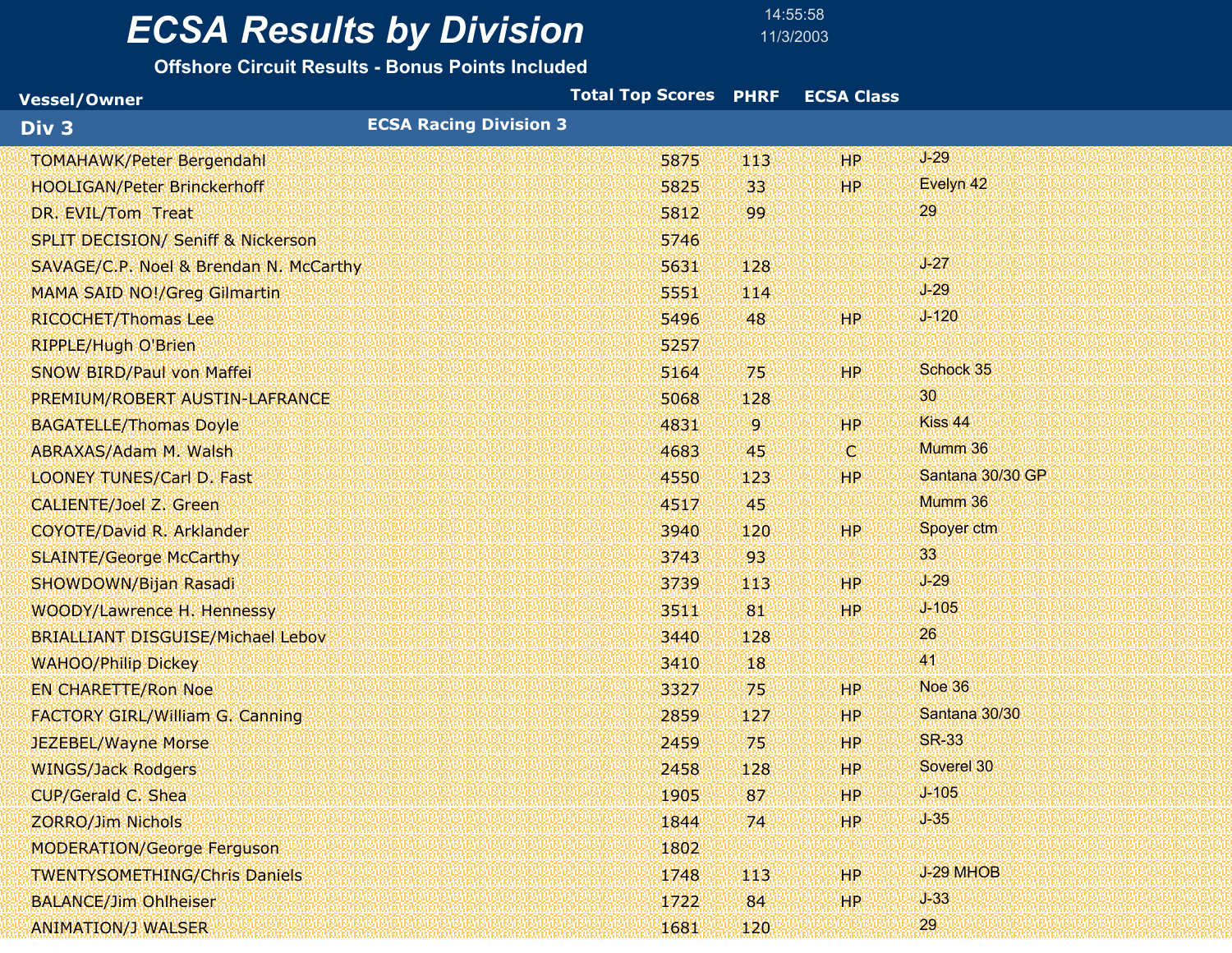# ECSA Results by Division

14:55:58
11/3/2003

**Offshore Circuit Results - Bonus Points Included**

## Div 3 — ECSA Racing Division 3

| Vessel/Owner | Total Top Scores | PHRF | ECSA Class | |
|---|---|---|---|---|
| TOMAHAWK/Peter Bergendahl | 5875 | 113 | HP | J-29 |
| HOOLIGAN/Peter Brinckerhoff | 5825 | 33 | HP | Evelyn 42 |
| DR. EVIL/Tom Treat | 5812 | 99 | | 29 |
| SPLIT DECISION/ Seniff & Nickerson | 5746 | | | |
| SAVAGE/C.P. Noel & Brendan N. McCarthy | 5631 | 128 | | J-27 |
| MAMA SAID NO!/Greg Gilmartin | 5551 | 114 | | J-29 |
| RICOCHET/Thomas Lee | 5496 | 48 | HP | J-120 |
| RIPPLE/Hugh O'Brien | 5257 | | | |
| SNOW BIRD/Paul von Maffei | 5164 | 75 | HP | Schock 35 |
| PREMIUM/ROBERT AUSTIN-LAFRANCE | 5068 | 128 | | 30 |
| BAGATELLE/Thomas Doyle | 4831 | 9 | HP | Kiss 44 |
| ABRAXAS/Adam M. Walsh | 4683 | 45 | C | Mumm 36 |
| LOONEY TUNES/Carl D. Fast | 4550 | 123 | HP | Santana 30/30 GP |
| CALIENTE/Joel Z. Green | 4517 | 45 | | Mumm 36 |
| COYOTE/David R. Arklander | 3940 | 120 | HP | Spoyer ctm |
| SLAINTE/George McCarthy | 3743 | 93 | | 33 |
| SHOWDOWN/Bijan Rasadi | 3739 | 113 | HP | J-29 |
| WOODY/Lawrence H. Hennessy | 3511 | 81 | HP | J-105 |
| BRIALLIANT DISGUISE/Michael Lebov | 3440 | 128 | | 26 |
| WAHOO/Philip Dickey | 3410 | 18 | | 41 |
| EN CHARETTE/Ron Noe | 3327 | 75 | HP | Noe 36 |
| FACTORY GIRL/William G. Canning | 2859 | 127 | HP | Santana 30/30 |
| JEZEBEL/Wayne Morse | 2459 | 75 | HP | SR-33 |
| WINGS/Jack Rodgers | 2458 | 128 | HP | Soverel 30 |
| CUP/Gerald C. Shea | 1905 | 87 | HP | J-105 |
| ZORRO/Jim Nichols | 1844 | 74 | HP | J-35 |
| MODERATION/George Ferguson | 1802 | | | |
| TWENTYSOMETHING/Chris Daniels | 1748 | 113 | HP | J-29 MHOB |
| BALANCE/Jim Ohlheiser | 1722 | 84 | HP | J-33 |
| ANIMATION/J WALSER | 1681 | 120 | | 29 |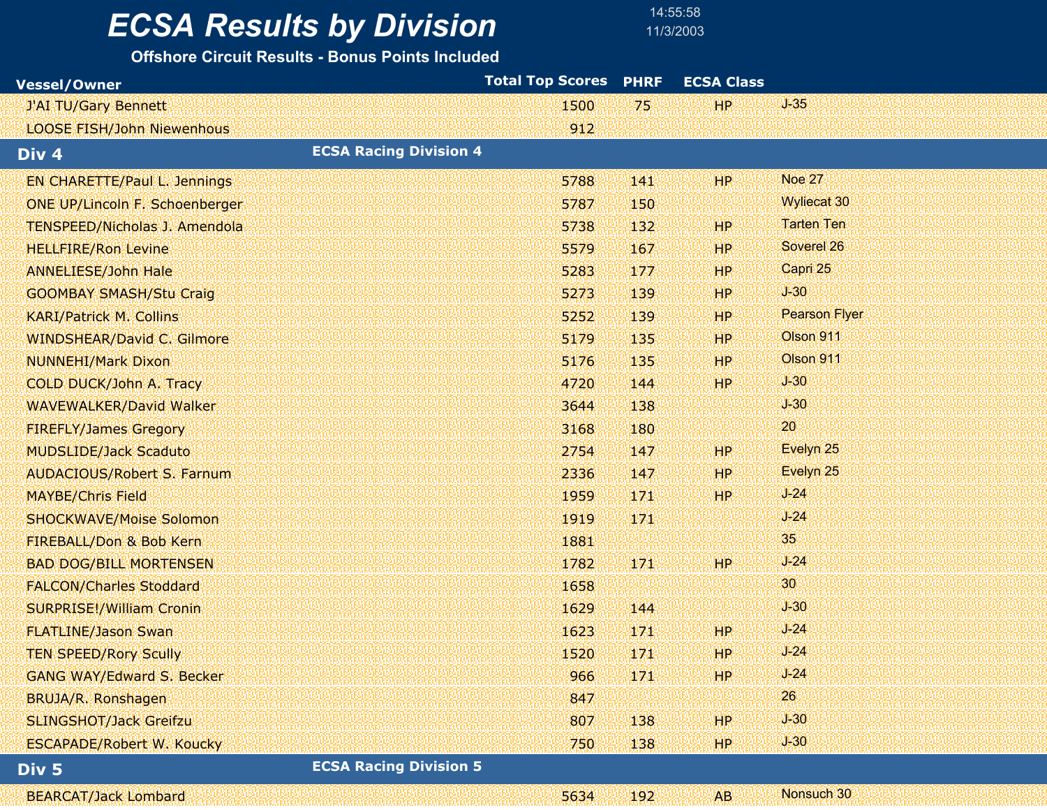# ECSA Results by Division

14:55:58
11/3/2003

## Offshore Circuit Results - Bonus Points Included

| Vessel/Owner | Total Top Scores | PHRF | ECSA Class | |
|---|---|---|---|---|
| J'AI TU/Gary Bennett | 1500 | 75 | HP | J-35 |
| LOOSE FISH/John Niewenhous | 912 | | | |
| **Div 4** | **ECSA Racing Division 4** | | | |
| EN CHARETTE/Paul L. Jennings | 5788 | 141 | HP | Noe 27 |
| ONE UP/Lincoln F. Schoenberger | 5787 | 150 | | Wyliecat 30 |
| TENSPEED/Nicholas J. Amendola | 5738 | 132 | HP | Tarten Ten |
| HELLFIRE/Ron Levine | 5579 | 167 | HP | Soverel 26 |
| ANNELIESE/John Hale | 5283 | 177 | HP | Capri 25 |
| GOOMBAY SMASH/Stu Craig | 5273 | 139 | HP | J-30 |
| KARI/Patrick M. Collins | 5252 | 139 | HP | Pearson Flyer |
| WINDSHEAR/David C. Gilmore | 5179 | 135 | HP | Olson 911 |
| NUNNEHI/Mark Dixon | 5176 | 135 | HP | Olson 911 |
| COLD DUCK/John A. Tracy | 4720 | 144 | HP | J-30 |
| WAVEWALKER/David Walker | 3644 | 138 | | J-30 |
| FIREFLY/James Gregory | 3168 | 180 | | 20 |
| MUDSLIDE/Jack Scaduto | 2754 | 147 | HP | Evelyn 25 |
| AUDACIOUS/Robert S. Farnum | 2336 | 147 | HP | Evelyn 25 |
| MAYBE/Chris Field | 1959 | 171 | HP | J-24 |
| SHOCKWAVE/Moise Solomon | 1919 | 171 | | J-24 |
| FIREBALL/Don & Bob Kern | 1881 | | | 35 |
| BAD DOG/BILL MORTENSEN | 1782 | 171 | HP | J-24 |
| FALCON/Charles Stoddard | 1658 | | | 30 |
| SURPRISE!/William Cronin | 1629 | 144 | | J-30 |
| FLATLINE/Jason Swan | 1623 | 171 | HP | J-24 |
| TEN SPEED/Rory Scully | 1520 | 171 | HP | J-24 |
| GANG WAY/Edward S. Becker | 966 | 171 | HP | J-24 |
| BRUJA/R. Ronshagen | 847 | | | 26 |
| SLINGSHOT/Jack Greifzu | 807 | 138 | HP | J-30 |
| ESCAPADE/Robert W. Koucky | 750 | 138 | HP | J-30 |
| **Div 5** | **ECSA Racing Division 5** | | | |
| BEARCAT/Jack Lombard | 5634 | 192 | AB | Nonsuch 30 |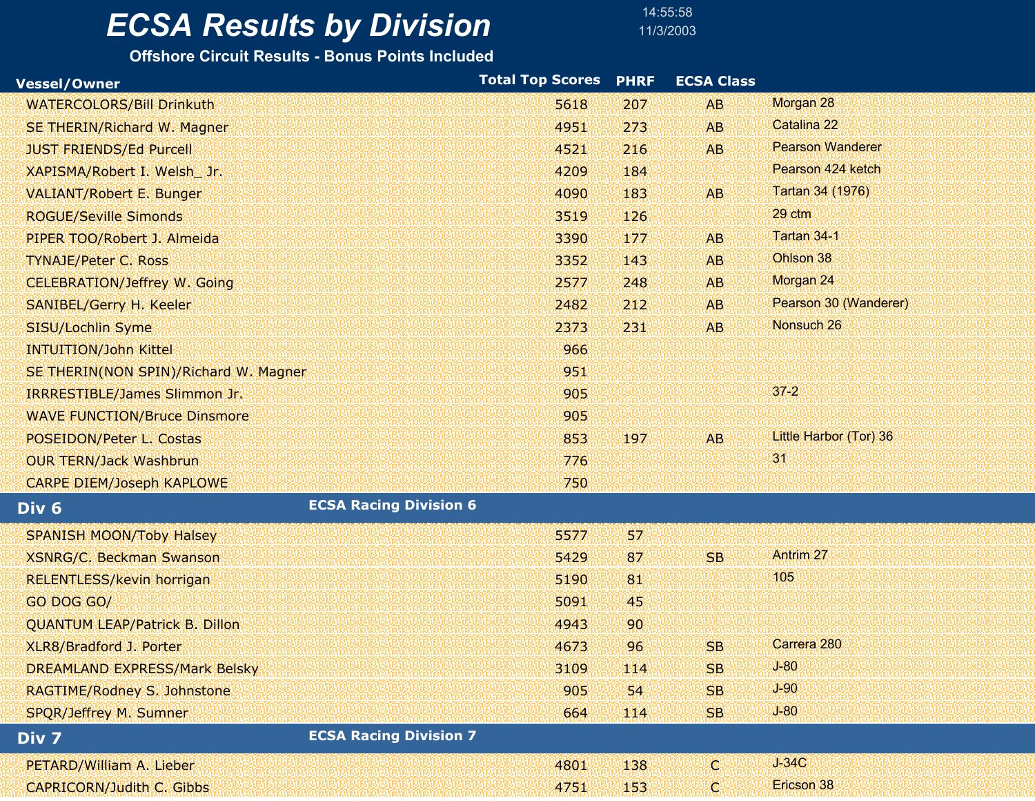# ECSA Results by Division

14:55:58
11/3/2003

**Offshore Circuit Results - Bonus Points Included**

| Vessel/Owner | Total Top Scores | PHRF | ECSA Class | |
|---|---|---|---|---|
| WATERCOLORS/Bill Drinkuth | 5618 | 207 | AB | Morgan 28 |
| SE THERIN/Richard W. Magner | 4951 | 273 | AB | Catalina 22 |
| JUST FRIENDS/Ed Purcell | 4521 | 216 | AB | Pearson Wanderer |
| XAPISMA/Robert I. Welsh_ Jr. | 4209 | 184 | | Pearson 424 ketch |
| VALIANT/Robert E. Bunger | 4090 | 183 | AB | Tartan 34 (1976) |
| ROGUE/Seville Simonds | 3519 | 126 | | 29 ctm |
| PIPER TOO/Robert J. Almeida | 3390 | 177 | AB | Tartan 34-1 |
| TYNAJE/Peter C. Ross | 3352 | 143 | AB | Ohlson 38 |
| CELEBRATION/Jeffrey W. Going | 2577 | 248 | AB | Morgan 24 |
| SANIBEL/Gerry H. Keeler | 2482 | 212 | AB | Pearson 30 (Wanderer) |
| SISU/Lochlin Syme | 2373 | 231 | AB | Nonsuch 26 |
| INTUITION/John Kittel | 966 | | | |
| SE THERIN(NON SPIN)/Richard W. Magner | 951 | | | |
| IRRRESTIBLE/James Slimmon Jr. | 905 | | | 37-2 |
| WAVE FUNCTION/Bruce Dinsmore | 905 | | | |
| POSEIDON/Peter L. Costas | 853 | 197 | AB | Little Harbor (Tor) 36 |
| OUR TERN/Jack Washbrun | 776 | | | 31 |
| CARPE DIEM/Joseph KAPLOWE | 750 | | | |
| **Div 6** | **ECSA Racing Division 6** | | | |
| SPANISH MOON/Toby Halsey | 5577 | 57 | | |
| XSNRG/C. Beckman Swanson | 5429 | 87 | SB | Antrim 27 |
| RELENTLESS/kevin horrigan | 5190 | 81 | | 105 |
| GO DOG GO/ | 5091 | 45 | | |
| QUANTUM LEAP/Patrick B. Dillon | 4943 | 90 | | |
| XLR8/Bradford J. Porter | 4673 | 96 | SB | Carrera 280 |
| DREAMLAND EXPRESS/Mark Belsky | 3109 | 114 | SB | J-80 |
| RAGTIME/Rodney S. Johnstone | 905 | 54 | SB | J-90 |
| SPQR/Jeffrey M. Sumner | 664 | 114 | SB | J-80 |
| **Div 7** | **ECSA Racing Division 7** | | | |
| PETARD/William A. Lieber | 4801 | 138 | C | J-34C |
| CAPRICORN/Judith C. Gibbs | 4751 | 153 | C | Ericson 38 |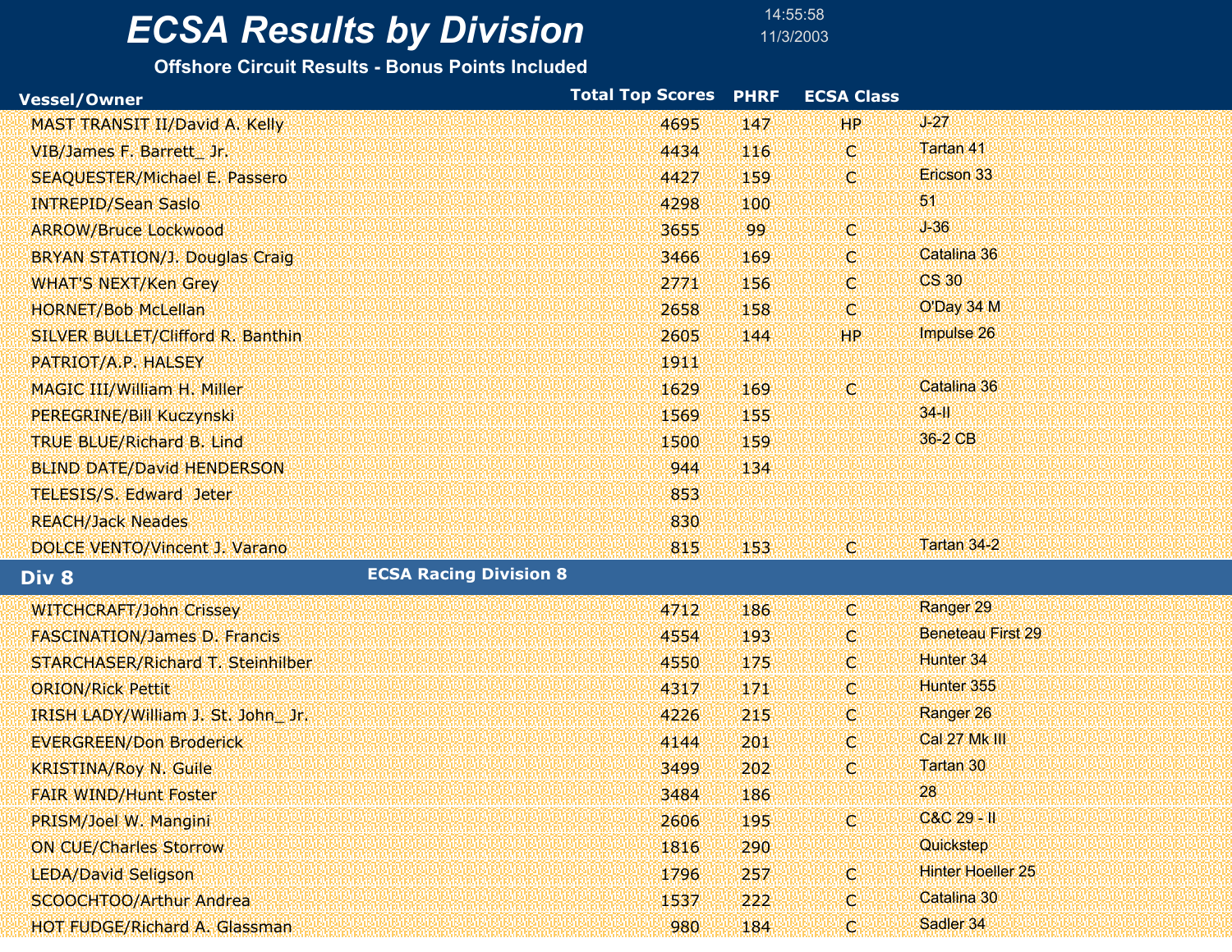# ECSA Results by Division

14:55:58
11/3/2003

**Offshore Circuit Results - Bonus Points Included**

| Vessel/Owner | Total Top Scores | PHRF | ECSA Class | |
|---|---|---|---|---|
| MAST TRANSIT II/David A. Kelly | 4695 | 147 | HP | J-27 |
| VIB/James F. Barrett_ Jr. | 4434 | 116 | C | Tartan 41 |
| SEAQUESTER/Michael E. Passero | 4427 | 159 | C | Ericson 33 |
| INTREPID/Sean Saslo | 4298 | 100 | | 51 |
| ARROW/Bruce Lockwood | 3655 | 99 | C | J-36 |
| BRYAN STATION/J. Douglas Craig | 3466 | 169 | C | Catalina 36 |
| WHAT'S NEXT/Ken Grey | 2771 | 156 | C | CS 30 |
| HORNET/Bob McLellan | 2658 | 158 | C | O'Day 34 M |
| SILVER BULLET/Clifford R. Banthin | 2605 | 144 | HP | Impulse 26 |
| PATRIOT/A.P. HALSEY | 1911 | | | |
| MAGIC III/William H. Miller | 1629 | 169 | C | Catalina 36 |
| PEREGRINE/Bill Kuczynski | 1569 | 155 | | 34-II |
| TRUE BLUE/Richard B. Lind | 1500 | 159 | | 36-2 CB |
| BLIND DATE/David HENDERSON | 944 | 134 | | |
| TELESIS/S. Edward Jeter | 853 | | | |
| REACH/Jack Neades | 830 | | | |
| DOLCE VENTO/Vincent J. Varano | 815 | 153 | C | Tartan 34-2 |

## Div 8 — ECSA Racing Division 8

| Vessel/Owner | Total Top Scores | PHRF | ECSA Class | |
|---|---|---|---|---|
| WITCHCRAFT/John Crissey | 4712 | 186 | C | Ranger 29 |
| FASCINATION/James D. Francis | 4554 | 193 | C | Beneteau First 29 |
| STARCHASER/Richard T. Steinhilber | 4550 | 175 | C | Hunter 34 |
| ORION/Rick Pettit | 4317 | 171 | C | Hunter 355 |
| IRISH LADY/William J. St. John_ Jr. | 4226 | 215 | C | Ranger 26 |
| EVERGREEN/Don Broderick | 4144 | 201 | C | Cal 27 Mk III |
| KRISTINA/Roy N. Guile | 3499 | 202 | C | Tartan 30 |
| FAIR WIND/Hunt Foster | 3484 | 186 | | 28 |
| PRISM/Joel W. Mangini | 2606 | 195 | C | C&C 29 - II |
| ON CUE/Charles Storrow | 1816 | 290 | | Quickstep |
| LEDA/David Seligson | 1796 | 257 | C | Hinter Hoeller 25 |
| SCOOCHTOO/Arthur Andrea | 1537 | 222 | C | Catalina 30 |
| HOT FUDGE/Richard A. Glassman | 980 | 184 | C | Sadler 34 |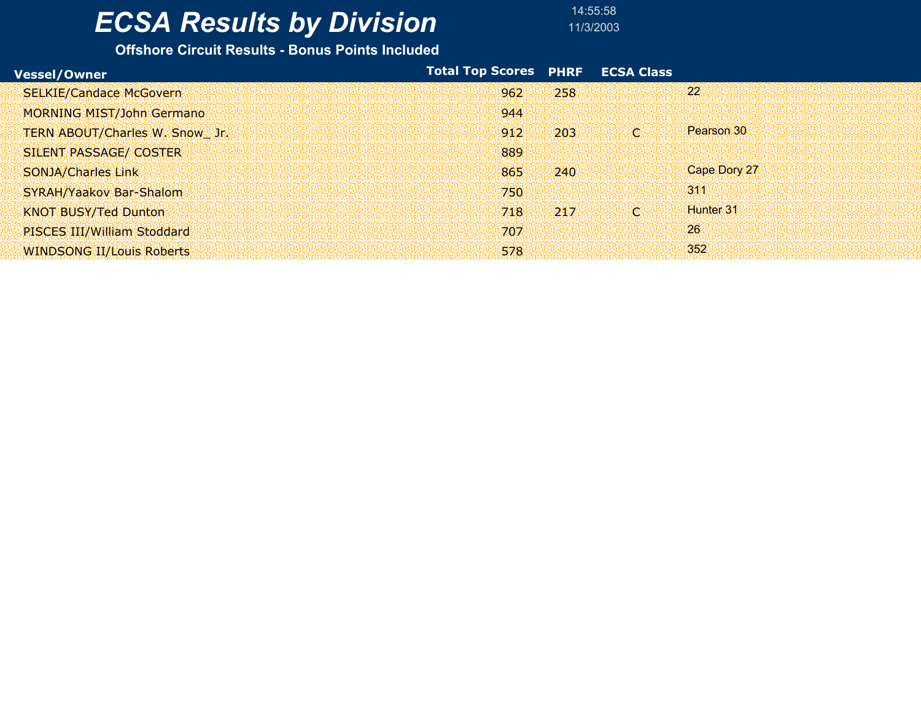# ECSA Results by Division

14:55:58
11/3/2003

**Offshore Circuit Results - Bonus Points Included**

| Vessel/Owner | Total Top Scores | PHRF | ECSA Class | |
|---|---|---|---|---|
| SELKIE/Candace McGovern | 962 | 258 | | 22 |
| MORNING MIST/John Germano | 944 | | | |
| TERN ABOUT/Charles W. Snow_ Jr. | 912 | 203 | C | Pearson 30 |
| SILENT PASSAGE/ COSTER | 889 | | | |
| SONJA/Charles Link | 865 | 240 | | Cape Dory 27 |
| SYRAH/Yaakov Bar-Shalom | 750 | | | 311 |
| KNOT BUSY/Ted Dunton | 718 | 217 | C | Hunter 31 |
| PISCES III/William Stoddard | 707 | | | 26 |
| WINDSONG II/Louis Roberts | 578 | | | 352 |